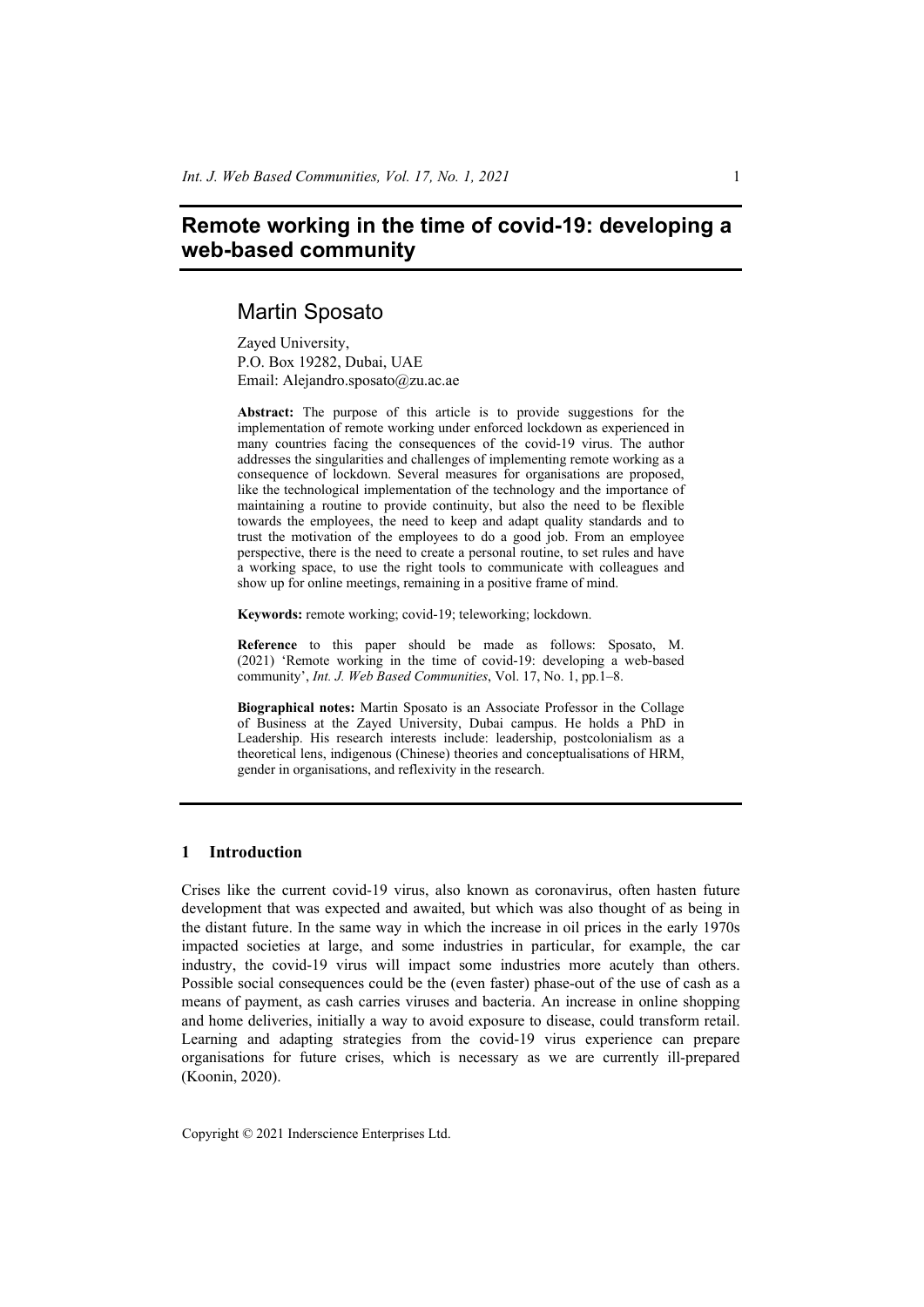# Remote working in the time of covid-19: developing a web-based community

## Martin Sposato

Zayed University,
P.O. Box 19282, Dubai, UAE
Email: Alejandro.sposato@zu.ac.ae

**Abstract:** The purpose of this article is to provide suggestions for the implementation of remote working under enforced lockdown as experienced in many countries facing the consequences of the covid-19 virus. The author addresses the singularities and challenges of implementing remote working as a consequence of lockdown. Several measures for organisations are proposed, like the technological implementation of the technology and the importance of maintaining a routine to provide continuity, but also the need to be flexible towards the employees, the need to keep and adapt quality standards and to trust the motivation of the employees to do a good job. From an employee perspective, there is the need to create a personal routine, to set rules and have a working space, to use the right tools to communicate with colleagues and show up for online meetings, remaining in a positive frame of mind.

**Keywords:** remote working; covid-19; teleworking; lockdown.

**Reference** to this paper should be made as follows: Sposato, M. (2021) 'Remote working in the time of covid-19: developing a web-based community', *Int. J. Web Based Communities*, Vol. 17, No. 1, pp.1–8.

**Biographical notes:** Martin Sposato is an Associate Professor in the Collage of Business at the Zayed University, Dubai campus. He holds a PhD in Leadership. His research interests include: leadership, postcolonialism as a theoretical lens, indigenous (Chinese) theories and conceptualisations of HRM, gender in organisations, and reflexivity in the research.

## 1 Introduction

Crises like the current covid-19 virus, also known as coronavirus, often hasten future development that was expected and awaited, but which was also thought of as being in the distant future. In the same way in which the increase in oil prices in the early 1970s impacted societies at large, and some industries in particular, for example, the car industry, the covid-19 virus will impact some industries more acutely than others. Possible social consequences could be the (even faster) phase-out of the use of cash as a means of payment, as cash carries viruses and bacteria. An increase in online shopping and home deliveries, initially a way to avoid exposure to disease, could transform retail. Learning and adapting strategies from the covid-19 virus experience can prepare organisations for future crises, which is necessary as we are currently ill-prepared (Koonin, 2020).

Copyright © 2021 Inderscience Enterprises Ltd.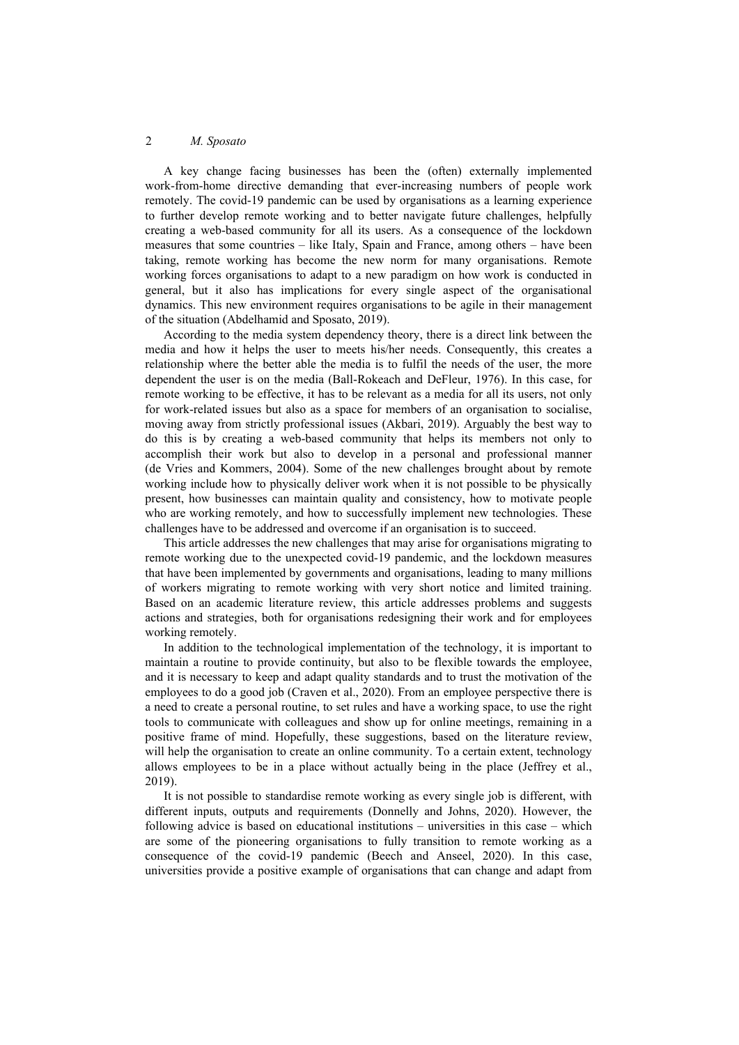A key change facing businesses has been the (often) externally implemented work-from-home directive demanding that ever-increasing numbers of people work remotely. The covid-19 pandemic can be used by organisations as a learning experience to further develop remote working and to better navigate future challenges, helpfully creating a web-based community for all its users. As a consequence of the lockdown measures that some countries – like Italy, Spain and France, among others – have been taking, remote working has become the new norm for many organisations. Remote working forces organisations to adapt to a new paradigm on how work is conducted in general, but it also has implications for every single aspect of the organisational dynamics. This new environment requires organisations to be agile in their management of the situation (Abdelhamid and Sposato, 2019).

According to the media system dependency theory, there is a direct link between the media and how it helps the user to meets his/her needs. Consequently, this creates a relationship where the better able the media is to fulfil the needs of the user, the more dependent the user is on the media (Ball-Rokeach and DeFleur, 1976). In this case, for remote working to be effective, it has to be relevant as a media for all its users, not only for work-related issues but also as a space for members of an organisation to socialise, moving away from strictly professional issues (Akbari, 2019). Arguably the best way to do this is by creating a web-based community that helps its members not only to accomplish their work but also to develop in a personal and professional manner (de Vries and Kommers, 2004). Some of the new challenges brought about by remote working include how to physically deliver work when it is not possible to be physically present, how businesses can maintain quality and consistency, how to motivate people who are working remotely, and how to successfully implement new technologies. These challenges have to be addressed and overcome if an organisation is to succeed.

This article addresses the new challenges that may arise for organisations migrating to remote working due to the unexpected covid-19 pandemic, and the lockdown measures that have been implemented by governments and organisations, leading to many millions of workers migrating to remote working with very short notice and limited training. Based on an academic literature review, this article addresses problems and suggests actions and strategies, both for organisations redesigning their work and for employees working remotely.

In addition to the technological implementation of the technology, it is important to maintain a routine to provide continuity, but also to be flexible towards the employee, and it is necessary to keep and adapt quality standards and to trust the motivation of the employees to do a good job (Craven et al., 2020). From an employee perspective there is a need to create a personal routine, to set rules and have a working space, to use the right tools to communicate with colleagues and show up for online meetings, remaining in a positive frame of mind. Hopefully, these suggestions, based on the literature review, will help the organisation to create an online community. To a certain extent, technology allows employees to be in a place without actually being in the place (Jeffrey et al., 2019).

It is not possible to standardise remote working as every single job is different, with different inputs, outputs and requirements (Donnelly and Johns, 2020). However, the following advice is based on educational institutions – universities in this case – which are some of the pioneering organisations to fully transition to remote working as a consequence of the covid-19 pandemic (Beech and Anseel, 2020). In this case, universities provide a positive example of organisations that can change and adapt from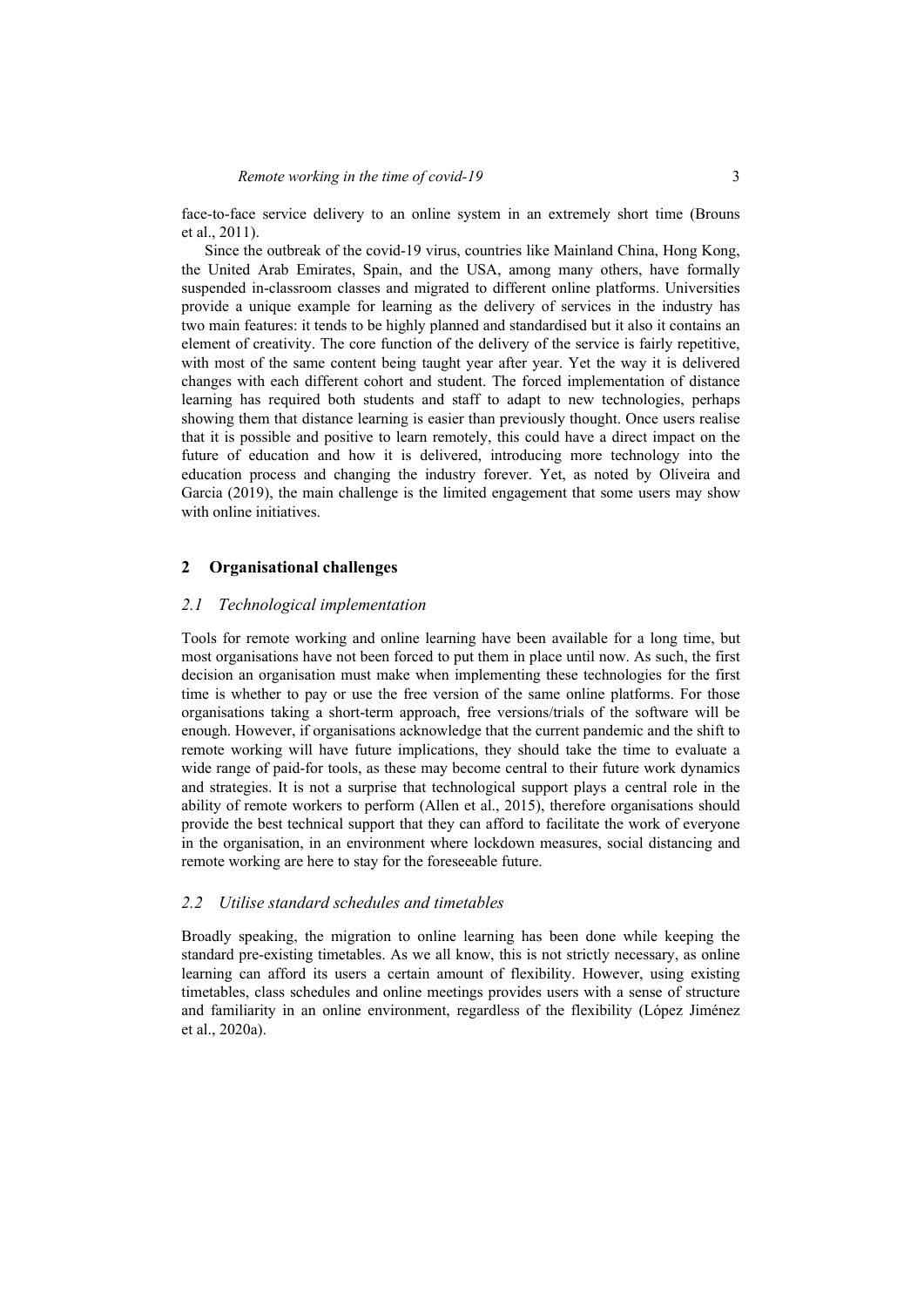face-to-face service delivery to an online system in an extremely short time (Brouns et al., 2011).

Since the outbreak of the covid-19 virus, countries like Mainland China, Hong Kong, the United Arab Emirates, Spain, and the USA, among many others, have formally suspended in-classroom classes and migrated to different online platforms. Universities provide a unique example for learning as the delivery of services in the industry has two main features: it tends to be highly planned and standardised but it also it contains an element of creativity. The core function of the delivery of the service is fairly repetitive, with most of the same content being taught year after year. Yet the way it is delivered changes with each different cohort and student. The forced implementation of distance learning has required both students and staff to adapt to new technologies, perhaps showing them that distance learning is easier than previously thought. Once users realise that it is possible and positive to learn remotely, this could have a direct impact on the future of education and how it is delivered, introducing more technology into the education process and changing the industry forever. Yet, as noted by Oliveira and Garcia (2019), the main challenge is the limited engagement that some users may show with online initiatives.

## 2 Organisational challenges

### *2.1 Technological implementation*

Tools for remote working and online learning have been available for a long time, but most organisations have not been forced to put them in place until now. As such, the first decision an organisation must make when implementing these technologies for the first time is whether to pay or use the free version of the same online platforms. For those organisations taking a short-term approach, free versions/trials of the software will be enough. However, if organisations acknowledge that the current pandemic and the shift to remote working will have future implications, they should take the time to evaluate a wide range of paid-for tools, as these may become central to their future work dynamics and strategies. It is not a surprise that technological support plays a central role in the ability of remote workers to perform (Allen et al., 2015), therefore organisations should provide the best technical support that they can afford to facilitate the work of everyone in the organisation, in an environment where lockdown measures, social distancing and remote working are here to stay for the foreseeable future.

### *2.2 Utilise standard schedules and timetables*

Broadly speaking, the migration to online learning has been done while keeping the standard pre-existing timetables. As we all know, this is not strictly necessary, as online learning can afford its users a certain amount of flexibility. However, using existing timetables, class schedules and online meetings provides users with a sense of structure and familiarity in an online environment, regardless of the flexibility (López Jiménez et al., 2020a).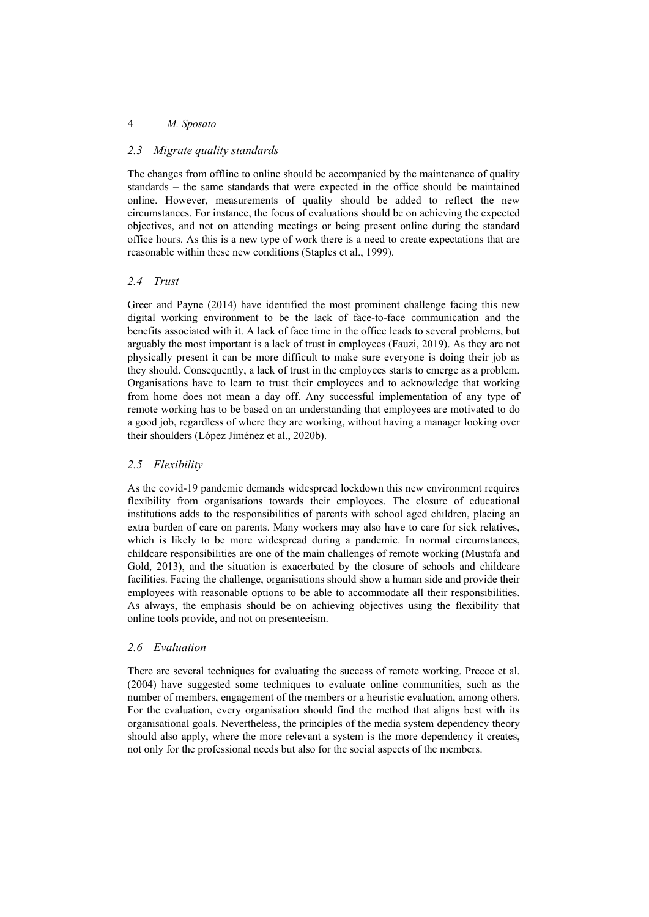### 2.3 Migrate quality standards

The changes from offline to online should be accompanied by the maintenance of quality standards – the same standards that were expected in the office should be maintained online. However, measurements of quality should be added to reflect the new circumstances. For instance, the focus of evaluations should be on achieving the expected objectives, and not on attending meetings or being present online during the standard office hours. As this is a new type of work there is a need to create expectations that are reasonable within these new conditions (Staples et al., 1999).

### 2.4 Trust

Greer and Payne (2014) have identified the most prominent challenge facing this new digital working environment to be the lack of face-to-face communication and the benefits associated with it. A lack of face time in the office leads to several problems, but arguably the most important is a lack of trust in employees (Fauzi, 2019). As they are not physically present it can be more difficult to make sure everyone is doing their job as they should. Consequently, a lack of trust in the employees starts to emerge as a problem. Organisations have to learn to trust their employees and to acknowledge that working from home does not mean a day off. Any successful implementation of any type of remote working has to be based on an understanding that employees are motivated to do a good job, regardless of where they are working, without having a manager looking over their shoulders (López Jiménez et al., 2020b).

### 2.5 Flexibility

As the covid-19 pandemic demands widespread lockdown this new environment requires flexibility from organisations towards their employees. The closure of educational institutions adds to the responsibilities of parents with school aged children, placing an extra burden of care on parents. Many workers may also have to care for sick relatives, which is likely to be more widespread during a pandemic. In normal circumstances, childcare responsibilities are one of the main challenges of remote working (Mustafa and Gold, 2013), and the situation is exacerbated by the closure of schools and childcare facilities. Facing the challenge, organisations should show a human side and provide their employees with reasonable options to be able to accommodate all their responsibilities. As always, the emphasis should be on achieving objectives using the flexibility that online tools provide, and not on presenteeism.

### 2.6 Evaluation

There are several techniques for evaluating the success of remote working. Preece et al. (2004) have suggested some techniques to evaluate online communities, such as the number of members, engagement of the members or a heuristic evaluation, among others. For the evaluation, every organisation should find the method that aligns best with its organisational goals. Nevertheless, the principles of the media system dependency theory should also apply, where the more relevant a system is the more dependency it creates, not only for the professional needs but also for the social aspects of the members.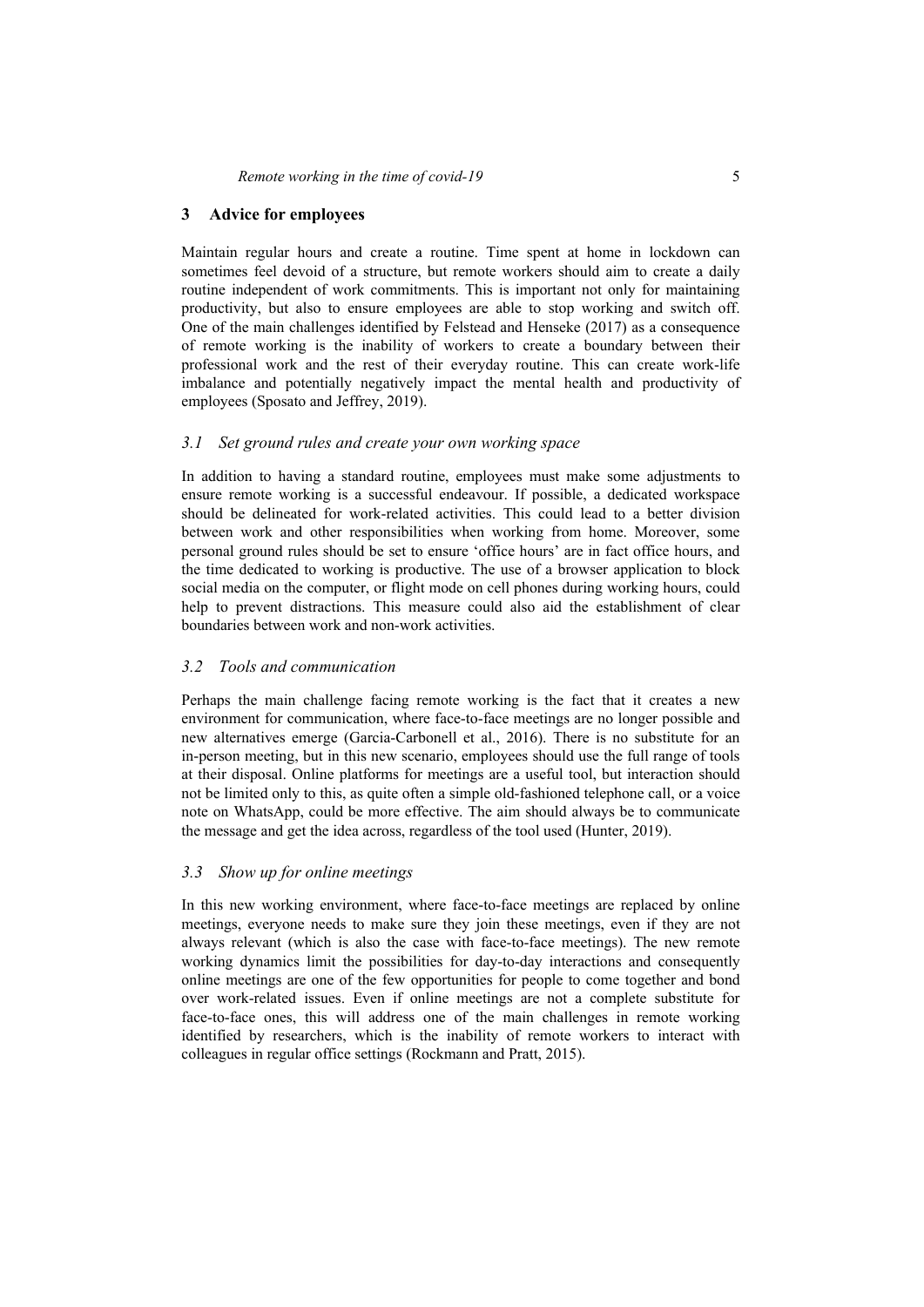## 3 Advice for employees

Maintain regular hours and create a routine. Time spent at home in lockdown can sometimes feel devoid of a structure, but remote workers should aim to create a daily routine independent of work commitments. This is important not only for maintaining productivity, but also to ensure employees are able to stop working and switch off. One of the main challenges identified by Felstead and Henseke (2017) as a consequence of remote working is the inability of workers to create a boundary between their professional work and the rest of their everyday routine. This can create work-life imbalance and potentially negatively impact the mental health and productivity of employees (Sposato and Jeffrey, 2019).

### *3.1 Set ground rules and create your own working space*

In addition to having a standard routine, employees must make some adjustments to ensure remote working is a successful endeavour. If possible, a dedicated workspace should be delineated for work-related activities. This could lead to a better division between work and other responsibilities when working from home. Moreover, some personal ground rules should be set to ensure 'office hours' are in fact office hours, and the time dedicated to working is productive. The use of a browser application to block social media on the computer, or flight mode on cell phones during working hours, could help to prevent distractions. This measure could also aid the establishment of clear boundaries between work and non-work activities.

### *3.2 Tools and communication*

Perhaps the main challenge facing remote working is the fact that it creates a new environment for communication, where face-to-face meetings are no longer possible and new alternatives emerge (Garcia-Carbonell et al., 2016). There is no substitute for an in-person meeting, but in this new scenario, employees should use the full range of tools at their disposal. Online platforms for meetings are a useful tool, but interaction should not be limited only to this, as quite often a simple old-fashioned telephone call, or a voice note on WhatsApp, could be more effective. The aim should always be to communicate the message and get the idea across, regardless of the tool used (Hunter, 2019).

### *3.3 Show up for online meetings*

In this new working environment, where face-to-face meetings are replaced by online meetings, everyone needs to make sure they join these meetings, even if they are not always relevant (which is also the case with face-to-face meetings). The new remote working dynamics limit the possibilities for day-to-day interactions and consequently online meetings are one of the few opportunities for people to come together and bond over work-related issues. Even if online meetings are not a complete substitute for face-to-face ones, this will address one of the main challenges in remote working identified by researchers, which is the inability of remote workers to interact with colleagues in regular office settings (Rockmann and Pratt, 2015).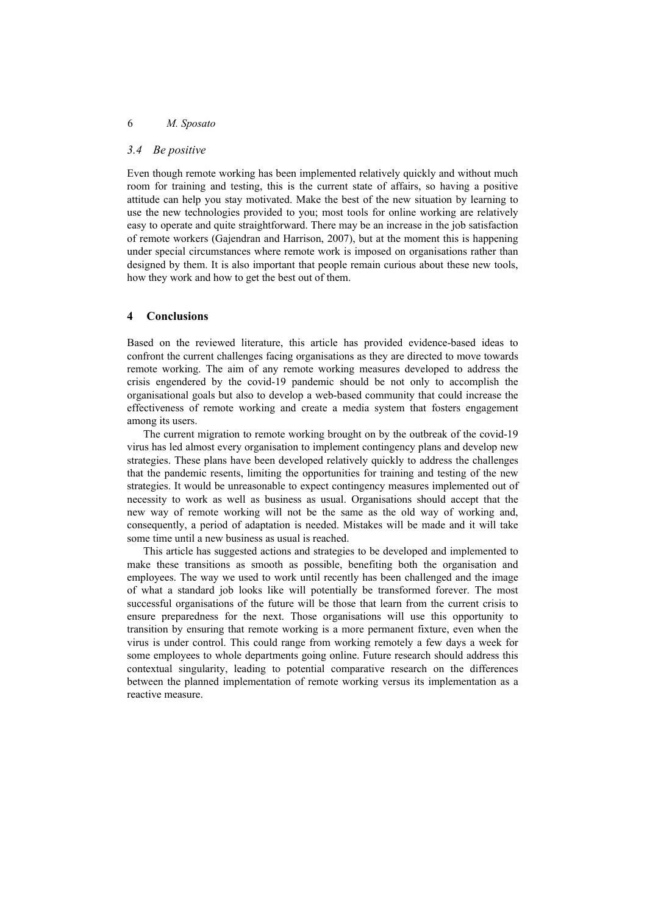### 3.4 *Be positive*

Even though remote working has been implemented relatively quickly and without much room for training and testing, this is the current state of affairs, so having a positive attitude can help you stay motivated. Make the best of the new situation by learning to use the new technologies provided to you; most tools for online working are relatively easy to operate and quite straightforward. There may be an increase in the job satisfaction of remote workers (Gajendran and Harrison, 2007), but at the moment this is happening under special circumstances where remote work is imposed on organisations rather than designed by them. It is also important that people remain curious about these new tools, how they work and how to get the best out of them.

## 4 Conclusions

Based on the reviewed literature, this article has provided evidence-based ideas to confront the current challenges facing organisations as they are directed to move towards remote working. The aim of any remote working measures developed to address the crisis engendered by the covid-19 pandemic should be not only to accomplish the organisational goals but also to develop a web-based community that could increase the effectiveness of remote working and create a media system that fosters engagement among its users.

The current migration to remote working brought on by the outbreak of the covid-19 virus has led almost every organisation to implement contingency plans and develop new strategies. These plans have been developed relatively quickly to address the challenges that the pandemic resents, limiting the opportunities for training and testing of the new strategies. It would be unreasonable to expect contingency measures implemented out of necessity to work as well as business as usual. Organisations should accept that the new way of remote working will not be the same as the old way of working and, consequently, a period of adaptation is needed. Mistakes will be made and it will take some time until a new business as usual is reached.

This article has suggested actions and strategies to be developed and implemented to make these transitions as smooth as possible, benefiting both the organisation and employees. The way we used to work until recently has been challenged and the image of what a standard job looks like will potentially be transformed forever. The most successful organisations of the future will be those that learn from the current crisis to ensure preparedness for the next. Those organisations will use this opportunity to transition by ensuring that remote working is a more permanent fixture, even when the virus is under control. This could range from working remotely a few days a week for some employees to whole departments going online. Future research should address this contextual singularity, leading to potential comparative research on the differences between the planned implementation of remote working versus its implementation as a reactive measure.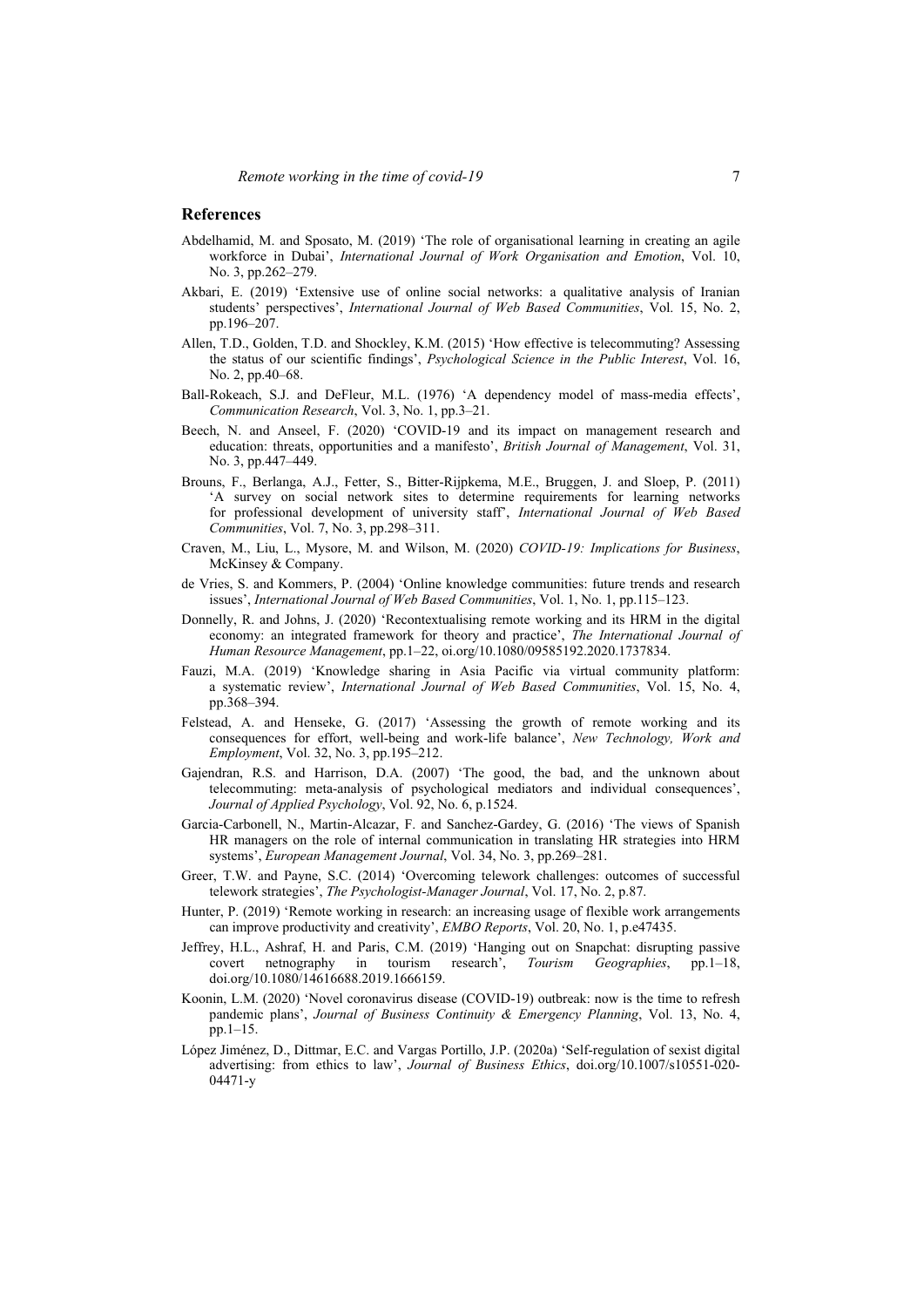## References

Abdelhamid, M. and Sposato, M. (2019) 'The role of organisational learning in creating an agile workforce in Dubai', *International Journal of Work Organisation and Emotion*, Vol. 10, No. 3, pp.262–279.

Akbari, E. (2019) 'Extensive use of online social networks: a qualitative analysis of Iranian students' perspectives', *International Journal of Web Based Communities*, Vol. 15, No. 2, pp.196–207.

Allen, T.D., Golden, T.D. and Shockley, K.M. (2015) 'How effective is telecommuting? Assessing the status of our scientific findings', *Psychological Science in the Public Interest*, Vol. 16, No. 2, pp.40–68.

Ball-Rokeach, S.J. and DeFleur, M.L. (1976) 'A dependency model of mass-media effects', *Communication Research*, Vol. 3, No. 1, pp.3–21.

Beech, N. and Anseel, F. (2020) 'COVID-19 and its impact on management research and education: threats, opportunities and a manifesto', *British Journal of Management*, Vol. 31, No. 3, pp.447–449.

Brouns, F., Berlanga, A.J., Fetter, S., Bitter-Rijpkema, M.E., Bruggen, J. and Sloep, P. (2011) 'A survey on social network sites to determine requirements for learning networks for professional development of university staff', *International Journal of Web Based Communities*, Vol. 7, No. 3, pp.298–311.

Craven, M., Liu, L., Mysore, M. and Wilson, M. (2020) *COVID-19: Implications for Business*, McKinsey & Company.

de Vries, S. and Kommers, P. (2004) 'Online knowledge communities: future trends and research issues', *International Journal of Web Based Communities*, Vol. 1, No. 1, pp.115–123.

Donnelly, R. and Johns, J. (2020) 'Recontextualising remote working and its HRM in the digital economy: an integrated framework for theory and practice', *The International Journal of Human Resource Management*, pp.1–22, oi.org/10.1080/09585192.2020.1737834.

Fauzi, M.A. (2019) 'Knowledge sharing in Asia Pacific via virtual community platform: a systematic review', *International Journal of Web Based Communities*, Vol. 15, No. 4, pp.368–394.

Felstead, A. and Henseke, G. (2017) 'Assessing the growth of remote working and its consequences for effort, well-being and work-life balance', *New Technology, Work and Employment*, Vol. 32, No. 3, pp.195–212.

Gajendran, R.S. and Harrison, D.A. (2007) 'The good, the bad, and the unknown about telecommuting: meta-analysis of psychological mediators and individual consequences', *Journal of Applied Psychology*, Vol. 92, No. 6, p.1524.

Garcia-Carbonell, N., Martin-Alcazar, F. and Sanchez-Gardey, G. (2016) 'The views of Spanish HR managers on the role of internal communication in translating HR strategies into HRM systems', *European Management Journal*, Vol. 34, No. 3, pp.269–281.

Greer, T.W. and Payne, S.C. (2014) 'Overcoming telework challenges: outcomes of successful telework strategies', *The Psychologist-Manager Journal*, Vol. 17, No. 2, p.87.

Hunter, P. (2019) 'Remote working in research: an increasing usage of flexible work arrangements can improve productivity and creativity', *EMBO Reports*, Vol. 20, No. 1, p.e47435.

Jeffrey, H.L., Ashraf, H. and Paris, C.M. (2019) 'Hanging out on Snapchat: disrupting passive covert netnography in tourism research', *Tourism Geographies*, pp.1–18, doi.org/10.1080/14616688.2019.1666159.

Koonin, L.M. (2020) 'Novel coronavirus disease (COVID-19) outbreak: now is the time to refresh pandemic plans', *Journal of Business Continuity & Emergency Planning*, Vol. 13, No. 4, pp.1–15.

López Jiménez, D., Dittmar, E.C. and Vargas Portillo, J.P. (2020a) 'Self-regulation of sexist digital advertising: from ethics to law', *Journal of Business Ethics*, doi.org/10.1007/s10551-020-04471-y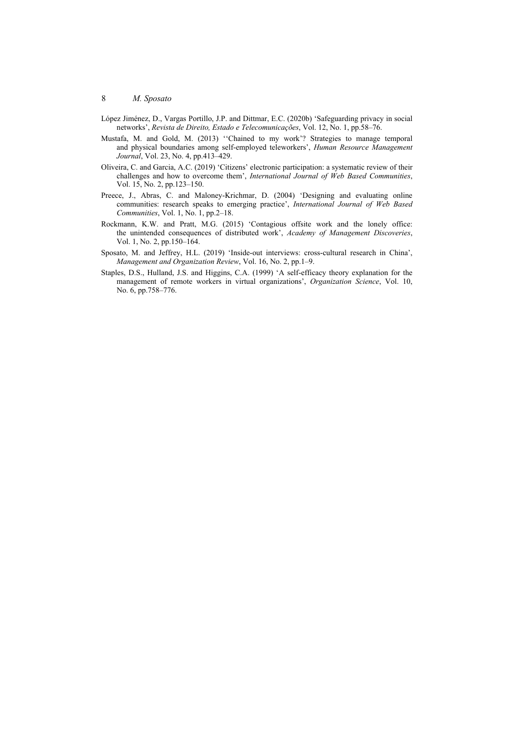López Jiménez, D., Vargas Portillo, J.P. and Dittmar, E.C. (2020b) 'Safeguarding privacy in social networks', *Revista de Direito, Estado e Telecomunicações*, Vol. 12, No. 1, pp.58–76.

Mustafa, M. and Gold, M. (2013) ''Chained to my work'? Strategies to manage temporal and physical boundaries among self-employed teleworkers', *Human Resource Management Journal*, Vol. 23, No. 4, pp.413–429.

Oliveira, C. and Garcia, A.C. (2019) 'Citizens' electronic participation: a systematic review of their challenges and how to overcome them', *International Journal of Web Based Communities*, Vol. 15, No. 2, pp.123–150.

Preece, J., Abras, C. and Maloney-Krichmar, D. (2004) 'Designing and evaluating online communities: research speaks to emerging practice', *International Journal of Web Based Communities*, Vol. 1, No. 1, pp.2–18.

Rockmann, K.W. and Pratt, M.G. (2015) 'Contagious offsite work and the lonely office: the unintended consequences of distributed work', *Academy of Management Discoveries*, Vol. 1, No. 2, pp.150–164.

Sposato, M. and Jeffrey, H.L. (2019) 'Inside-out interviews: cross-cultural research in China', *Management and Organization Review*, Vol. 16, No. 2, pp.1–9.

Staples, D.S., Hulland, J.S. and Higgins, C.A. (1999) 'A self-efficacy theory explanation for the management of remote workers in virtual organizations', *Organization Science*, Vol. 10, No. 6, pp.758–776.